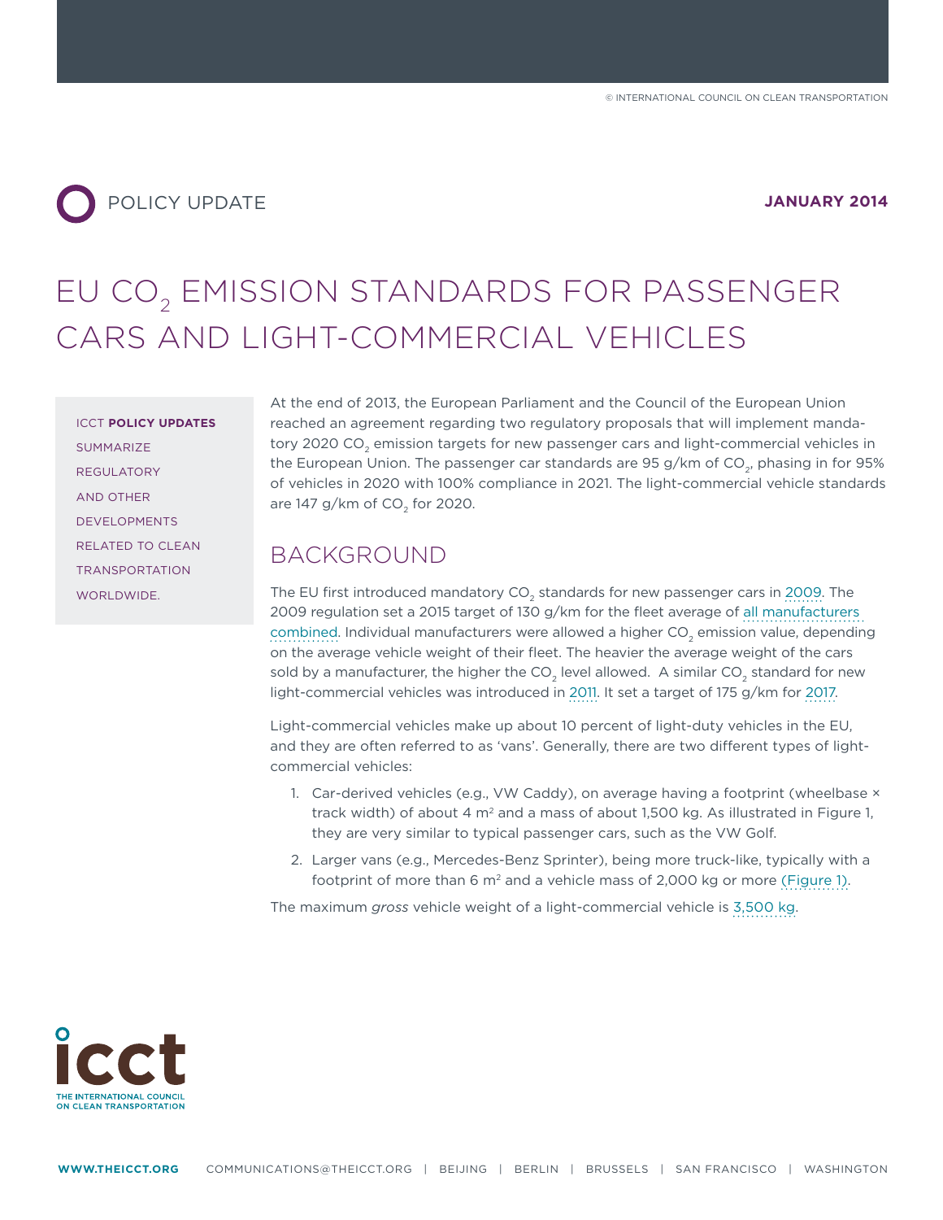POLICY UPDATE

**JANUARY 2014**

# EU $CO_2$ EMISSION STANDARDS FOR PASSENGER CARS AND LIGHT-COMMERCIAL VEHICLES

ICCT **POLICY UPDATES** SUMMARIZE REGULATORY AND OTHER DEVELOPMENTS RELATED TO CLEAN TRANSPORTATION WORLDWIDE.

At the end of 2013, the European Parliament and the Council of the European Union reached an agreement regarding two regulatory proposals that will implement mandatory 2020 $CO_2$ emission targets for new passenger cars and light-commercial vehicles in the European Union. The passenger car standards are 95 g/km of $CO_2$, phasing in for 95% of vehicles in 2020 with 100% compliance in 2021. The light-commercial vehicle standards are 147 g/km of $CO_2$ for 2020.

## BACKGROUND

The EU first introduced mandatory $CO_2$ standards for new passenger cars in 2009. The 2009 regulation set a 2015 target of 130 g/km for the fleet average of all manufacturers combined. Individual manufacturers were allowed a higher $CO_2$ emission value, depending on the average vehicle weight of their fleet. The heavier the average weight of the cars sold by a manufacturer, the higher the $CO_2$ level allowed. A similar $CO_2$ standard for new light-commercial vehicles was introduced in 2011. It set a target of 175 g/km for 2017.

Light-commercial vehicles make up about 10 percent of light-duty vehicles in the EU, and they are often referred to as 'vans'. Generally, there are two different types of light-commercial vehicles:

1. Car-derived vehicles (e.g., VW Caddy), on average having a footprint (wheelbase × track width) of about 4 $m^2$ and a mass of about 1,500 kg. As illustrated in Figure 1, they are very similar to typical passenger cars, such as the VW Golf.
2. Larger vans (e.g., Mercedes-Benz Sprinter), being more truck-like, typically with a footprint of more than 6 $m^2$ and a vehicle mass of 2,000 kg or more (Figure 1).

The maximum *gross* vehicle weight of a light-commercial vehicle is 3,500 kg.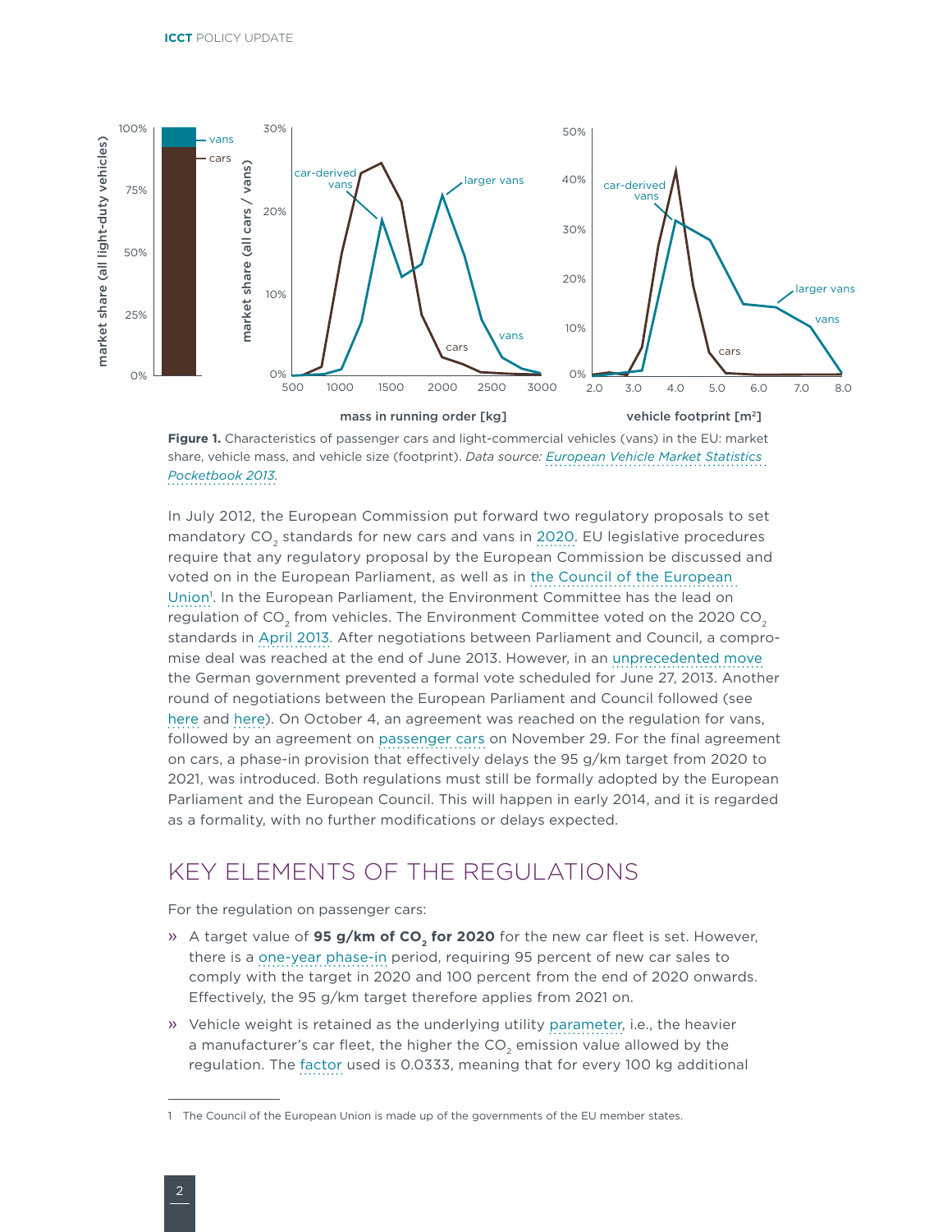**Figure 1.** Characteristics of passenger cars and light-commercial vehicles (vans) in the EU: market share, vehicle mass, and vehicle size (footprint). *Data source: European Vehicle Market Statistics Pocketbook 2013.*

In July 2012, the European Commission put forward two regulatory proposals to set mandatory $CO_2$ standards for new cars and vans in 2020. EU legislative procedures require that any regulatory proposal by the European Commission be discussed and voted on in the European Parliament, as well as in the Council of the European Union[1]. In the European Parliament, the Environment Committee has the lead on regulation of $CO_2$ from vehicles. The Environment Committee voted on the 2020 $CO_2$ standards in April 2013. After negotiations between Parliament and Council, a compromise deal was reached at the end of June 2013. However, in an unprecedented move the German government prevented a formal vote scheduled for June 27, 2013. Another round of negotiations between the European Parliament and Council followed (see here and here). On October 4, an agreement was reached on the regulation for vans, followed by an agreement on passenger cars on November 29. For the final agreement on cars, a phase-in provision that effectively delays the 95 g/km target from 2020 to 2021, was introduced. Both regulations must still be formally adopted by the European Parliament and the European Council. This will happen in early 2014, and it is regarded as a formality, with no further modifications or delays expected.

## KEY ELEMENTS OF THE REGULATIONS

For the regulation on passenger cars:

- A target value of **95 g/km of $CO_2$ for 2020** for the new car fleet is set. However, there is a one-year phase-in period, requiring 95 percent of new car sales to comply with the target in 2020 and 100 percent from the end of 2020 onwards. Effectively, the 95 g/km target therefore applies from 2021 on.
- Vehicle weight is retained as the underlying utility parameter, i.e., the heavier a manufacturer's car fleet, the higher the $CO_2$ emission value allowed by the regulation. The factor used is 0.0333, meaning that for every 100 kg additional

[1] The Council of the European Union is made up of the governments of the EU member states.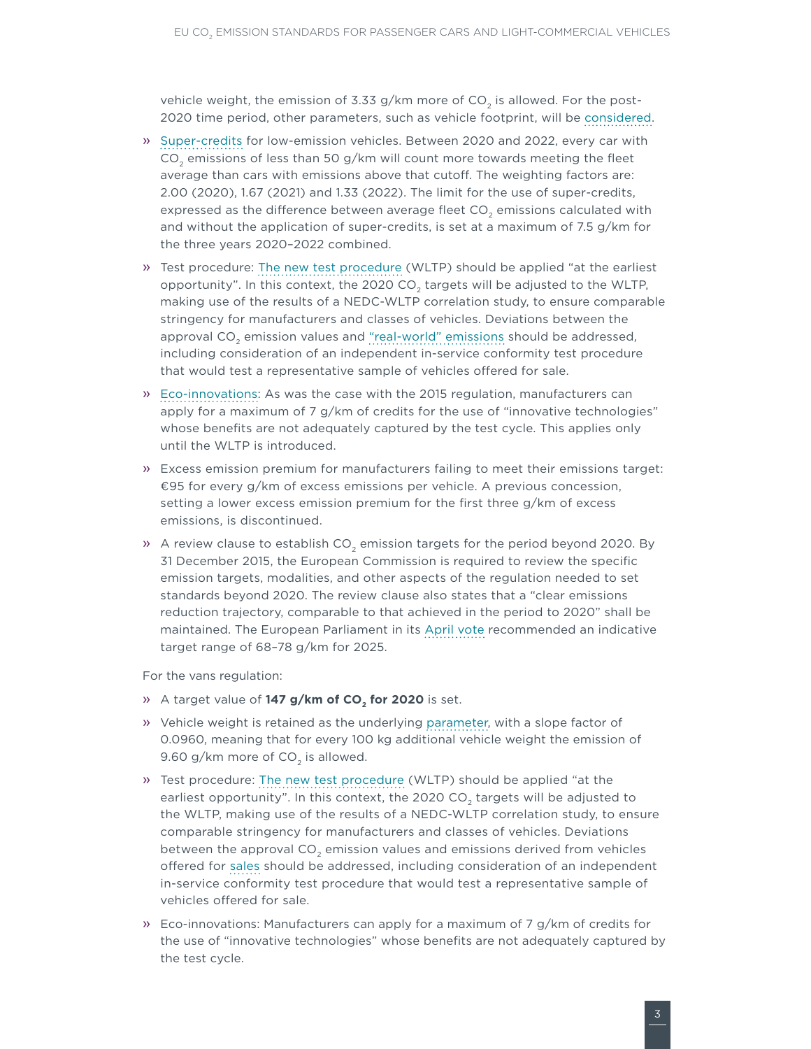vehicle weight, the emission of 3.33 g/km more of $CO_2$ is allowed. For the post-2020 time period, other parameters, such as vehicle footprint, will be considered.

- Super-credits for low-emission vehicles. Between 2020 and 2022, every car with $CO_2$ emissions of less than 50 g/km will count more towards meeting the fleet average than cars with emissions above that cutoff. The weighting factors are: 2.00 (2020), 1.67 (2021) and 1.33 (2022). The limit for the use of super-credits, expressed as the difference between average fleet $CO_2$ emissions calculated with and without the application of super-credits, is set at a maximum of 7.5 g/km for the three years 2020–2022 combined.
- Test procedure: The new test procedure (WLTP) should be applied "at the earliest opportunity". In this context, the 2020 $CO_2$ targets will be adjusted to the WLTP, making use of the results of a NEDC-WLTP correlation study, to ensure comparable stringency for manufacturers and classes of vehicles. Deviations between the approval $CO_2$ emission values and "real-world" emissions should be addressed, including consideration of an independent in-service conformity test procedure that would test a representative sample of vehicles offered for sale.
- Eco-innovations: As was the case with the 2015 regulation, manufacturers can apply for a maximum of 7 g/km of credits for the use of "innovative technologies" whose benefits are not adequately captured by the test cycle. This applies only until the WLTP is introduced.
- Excess emission premium for manufacturers failing to meet their emissions target: €95 for every g/km of excess emissions per vehicle. A previous concession, setting a lower excess emission premium for the first three g/km of excess emissions, is discontinued.
- A review clause to establish $CO_2$ emission targets for the period beyond 2020. By 31 December 2015, the European Commission is required to review the specific emission targets, modalities, and other aspects of the regulation needed to set standards beyond 2020. The review clause also states that a "clear emissions reduction trajectory, comparable to that achieved in the period to 2020" shall be maintained. The European Parliament in its April vote recommended an indicative target range of 68–78 g/km for 2025.

For the vans regulation:

- A target value of **147 g/km of $CO_2$ for 2020** is set.
- Vehicle weight is retained as the underlying parameter, with a slope factor of 0.0960, meaning that for every 100 kg additional vehicle weight the emission of 9.60 g/km more of $CO_2$ is allowed.
- Test procedure: The new test procedure (WLTP) should be applied "at the earliest opportunity". In this context, the 2020 $CO_2$ targets will be adjusted to the WLTP, making use of the results of a NEDC-WLTP correlation study, to ensure comparable stringency for manufacturers and classes of vehicles. Deviations between the approval $CO_2$ emission values and emissions derived from vehicles offered for sales should be addressed, including consideration of an independent in-service conformity test procedure that would test a representative sample of vehicles offered for sale.
- Eco-innovations: Manufacturers can apply for a maximum of 7 g/km of credits for the use of "innovative technologies" whose benefits are not adequately captured by the test cycle.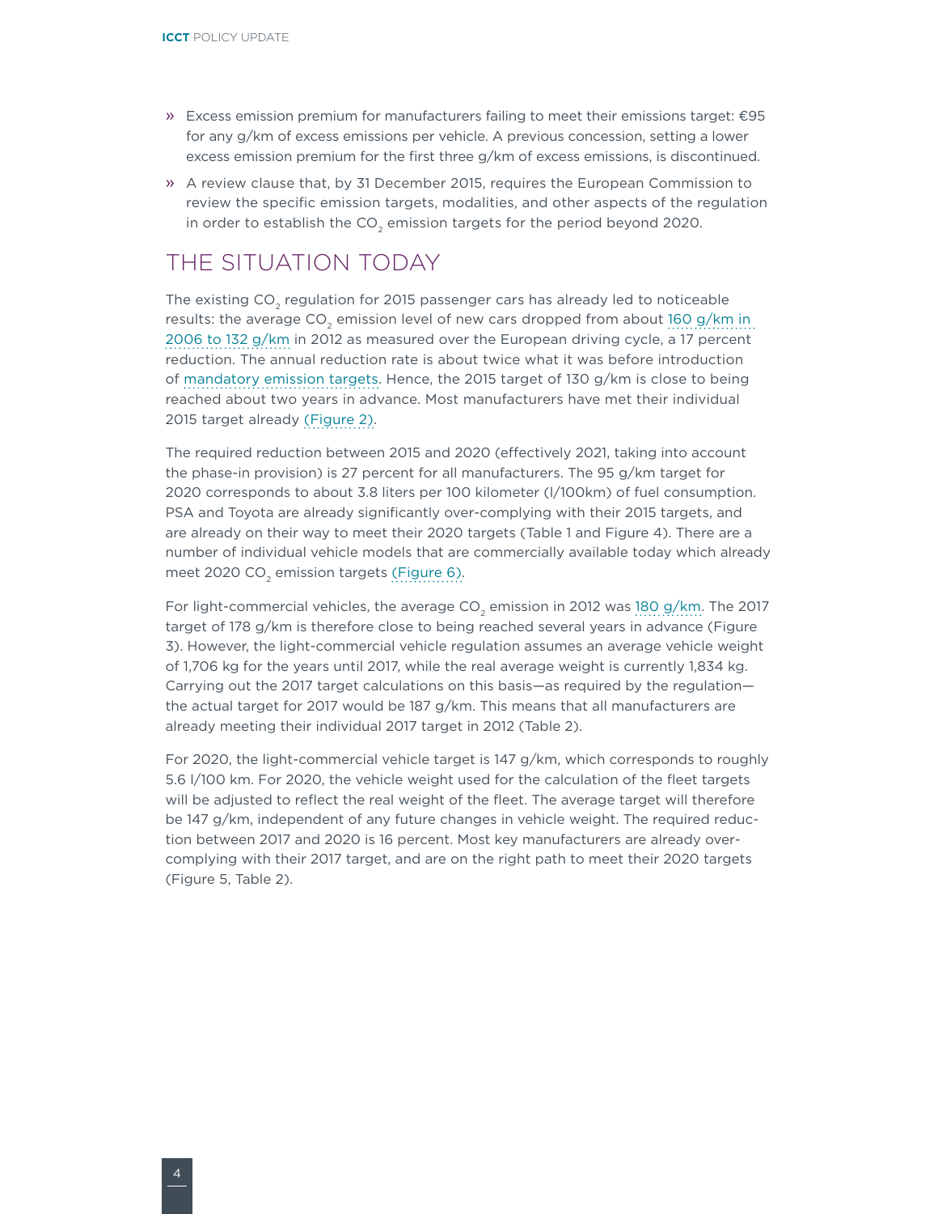- Excess emission premium for manufacturers failing to meet their emissions target: €95 for any g/km of excess emissions per vehicle. A previous concession, setting a lower excess emission premium for the first three g/km of excess emissions, is discontinued.
- A review clause that, by 31 December 2015, requires the European Commission to review the specific emission targets, modalities, and other aspects of the regulation in order to establish the $CO_2$ emission targets for the period beyond 2020.

## THE SITUATION TODAY

The existing $CO_2$ regulation for 2015 passenger cars has already led to noticeable results: the average $CO_2$ emission level of new cars dropped from about 160 g/km in 2006 to 132 g/km in 2012 as measured over the European driving cycle, a 17 percent reduction. The annual reduction rate is about twice what it was before introduction of mandatory emission targets. Hence, the 2015 target of 130 g/km is close to being reached about two years in advance. Most manufacturers have met their individual 2015 target already (Figure 2).

The required reduction between 2015 and 2020 (effectively 2021, taking into account the phase-in provision) is 27 percent for all manufacturers. The 95 g/km target for 2020 corresponds to about 3.8 liters per 100 kilometer (l/100km) of fuel consumption. PSA and Toyota are already significantly over-complying with their 2015 targets, and are already on their way to meet their 2020 targets (Table 1 and Figure 4). There are a number of individual vehicle models that are commercially available today which already meet 2020 $CO_2$ emission targets (Figure 6).

For light-commercial vehicles, the average $CO_2$ emission in 2012 was 180 g/km. The 2017 target of 178 g/km is therefore close to being reached several years in advance (Figure 3). However, the light-commercial vehicle regulation assumes an average vehicle weight of 1,706 kg for the years until 2017, while the real average weight is currently 1,834 kg. Carrying out the 2017 target calculations on this basis—as required by the regulation—the actual target for 2017 would be 187 g/km. This means that all manufacturers are already meeting their individual 2017 target in 2012 (Table 2).

For 2020, the light-commercial vehicle target is 147 g/km, which corresponds to roughly 5.6 l/100 km. For 2020, the vehicle weight used for the calculation of the fleet targets will be adjusted to reflect the real weight of the fleet. The average target will therefore be 147 g/km, independent of any future changes in vehicle weight. The required reduction between 2017 and 2020 is 16 percent. Most key manufacturers are already over-complying with their 2017 target, and are on the right path to meet their 2020 targets (Figure 5, Table 2).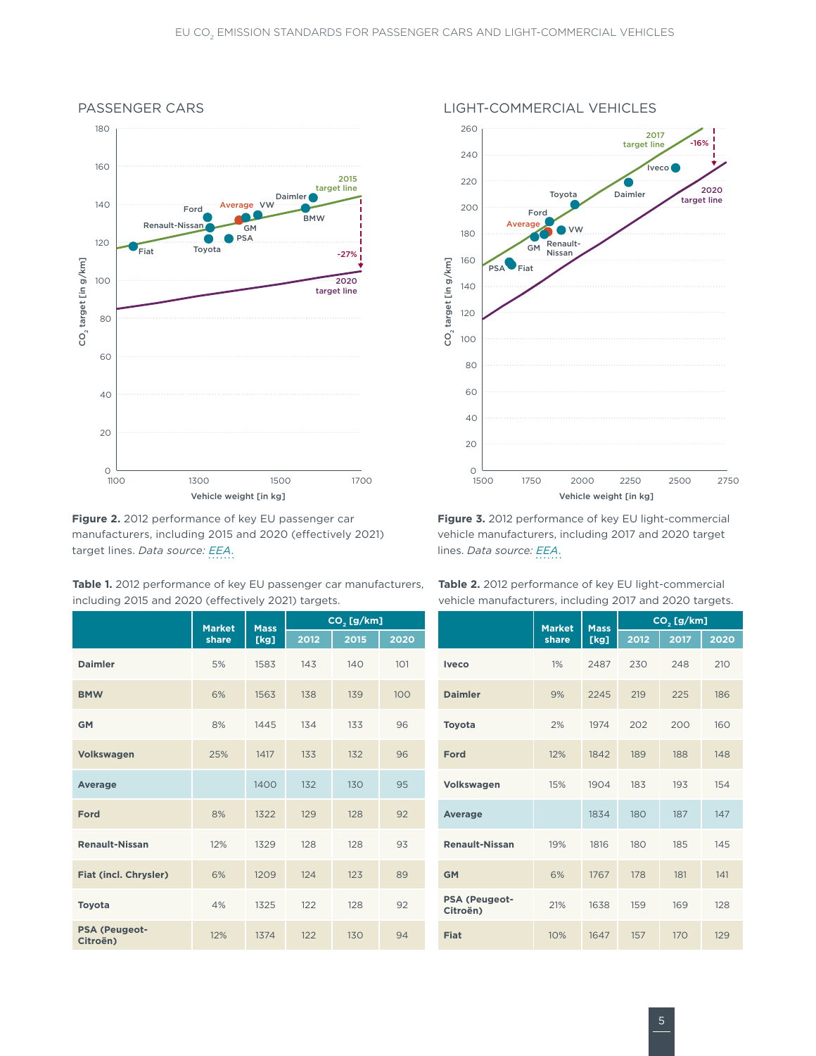## PASSENGER CARS

**Figure 2.** 2012 performance of key EU passenger car manufacturers, including 2015 and 2020 (effectively 2021) target lines. *Data source: EEA.*

## LIGHT-COMMERCIAL VEHICLES

**Figure 3.** 2012 performance of key EU light-commercial vehicle manufacturers, including 2017 and 2020 target lines. *Data source: EEA.*

**Table 1.** 2012 performance of key EU passenger car manufacturers, including 2015 and 2020 (effectively 2021) targets.

| | Market share | Mass [kg] | $CO_2$ [g/km] | | |
|---|---|---|---|---|---|
| | | | 2012 | 2015 | 2020 |
| **Daimler** | 5% | 1583 | 143 | 140 | 101 |
| **BMW** | 6% | 1563 | 138 | 139 | 100 |
| **GM** | 8% | 1445 | 134 | 133 | 96 |
| **Volkswagen** | 25% | 1417 | 133 | 132 | 96 |
| **Average** | | 1400 | 132 | 130 | 95 |
| **Ford** | 8% | 1322 | 129 | 128 | 92 |
| **Renault-Nissan** | 12% | 1329 | 128 | 128 | 93 |
| **Fiat (incl. Chrysler)** | 6% | 1209 | 124 | 123 | 89 |
| **Toyota** | 4% | 1325 | 122 | 128 | 92 |
| **PSA (Peugeot-Citroën)** | 12% | 1374 | 122 | 130 | 94 |

**Table 2.** 2012 performance of key EU light-commercial vehicle manufacturers, including 2017 and 2020 targets.

| | Market share | Mass [kg] | $CO_2$ [g/km] | | |
|---|---|---|---|---|---|
| | | | 2012 | 2017 | 2020 |
| **Iveco** | 1% | 2487 | 230 | 248 | 210 |
| **Daimler** | 9% | 2245 | 219 | 225 | 186 |
| **Toyota** | 2% | 1974 | 202 | 200 | 160 |
| **Ford** | 12% | 1842 | 189 | 188 | 148 |
| **Volkswagen** | 15% | 1904 | 183 | 193 | 154 |
| **Average** | | 1834 | 180 | 187 | 147 |
| **Renault-Nissan** | 19% | 1816 | 180 | 185 | 145 |
| **GM** | 6% | 1767 | 178 | 181 | 141 |
| **PSA (Peugeot-Citroën)** | 21% | 1638 | 159 | 169 | 128 |
| **Fiat** | 10% | 1647 | 157 | 170 | 129 |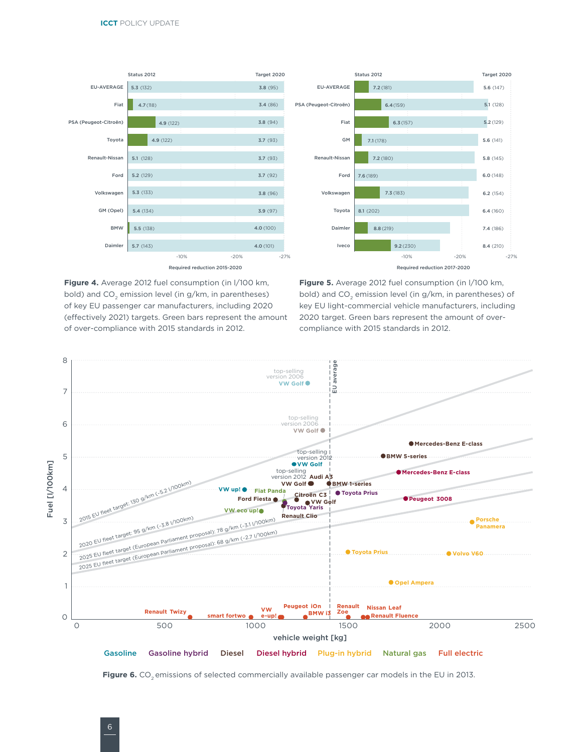| | Status 2012 | Target 2020 |
|---|---|---|
| EU-AVERAGE | 5.3 (132) | 3.8 (95) |
| Fiat | 4.7 (118) | 3.4 (86) |
| PSA (Peugeot-Citroën) | 4.9 (122) | 3.8 (94) |
| Toyota | 4.9 (122) | 3.7 (93) |
| Renault-Nissan | 5.1 (128) | 3.7 (93) |
| Ford | 5.2 (129) | 3.7 (92) |
| Volkswagen | 5.3 (133) | 3.8 (96) |
| GM (Opel) | 5.4 (134) | 3.9 (97) |
| BMW | 5.5 (138) | 4.0 (100) |
| Daimler | 5.7 (143) | 4.0 (101) |

Required reduction 2015-2020

**Figure 4.** Average 2012 fuel consumption (in l/100 km, bold) and $CO_2$ emission level (in g/km, in parentheses) of key EU passenger car manufacturers, including 2020 (effectively 2021) targets. Green bars represent the amount of over-compliance with 2015 standards in 2012.

| | Status 2012 | Target 2020 |
|---|---|---|
| EU-AVERAGE | 7.2 (181) | 5.6 (147) |
| PSA (Peugeot-Citroën) | 6.4 (159) | 5.1 (128) |
| Fiat | 6.3 (157) | 5.2 (129) |
| GM | 7.1 (178) | 5.6 (141) |
| Renault-Nissan | 7.2 (180) | 5.8 (145) |
| Ford | 7.6 (189) | 6.0 (148) |
| Volkswagen | 7.3 (183) | 6.2 (154) |
| Toyota | 8.1 (202) | 6.4 (160) |
| Daimler | 8.8 (219) | 7.4 (186) |
| Iveco | 9.2 (230) | 8.4 (210) |

Required reduction 2017-2020

**Figure 5.** Average 2012 fuel consumption (in l/100 km, bold) and $CO_2$ emission level (in g/km, in parentheses) of key EU light-commercial vehicle manufacturers, including 2020 target. Green bars represent the amount of over-compliance with 2015 standards in 2012.

**Figure 6.** $CO_2$ emissions of selected commercially available passenger car models in the EU in 2013.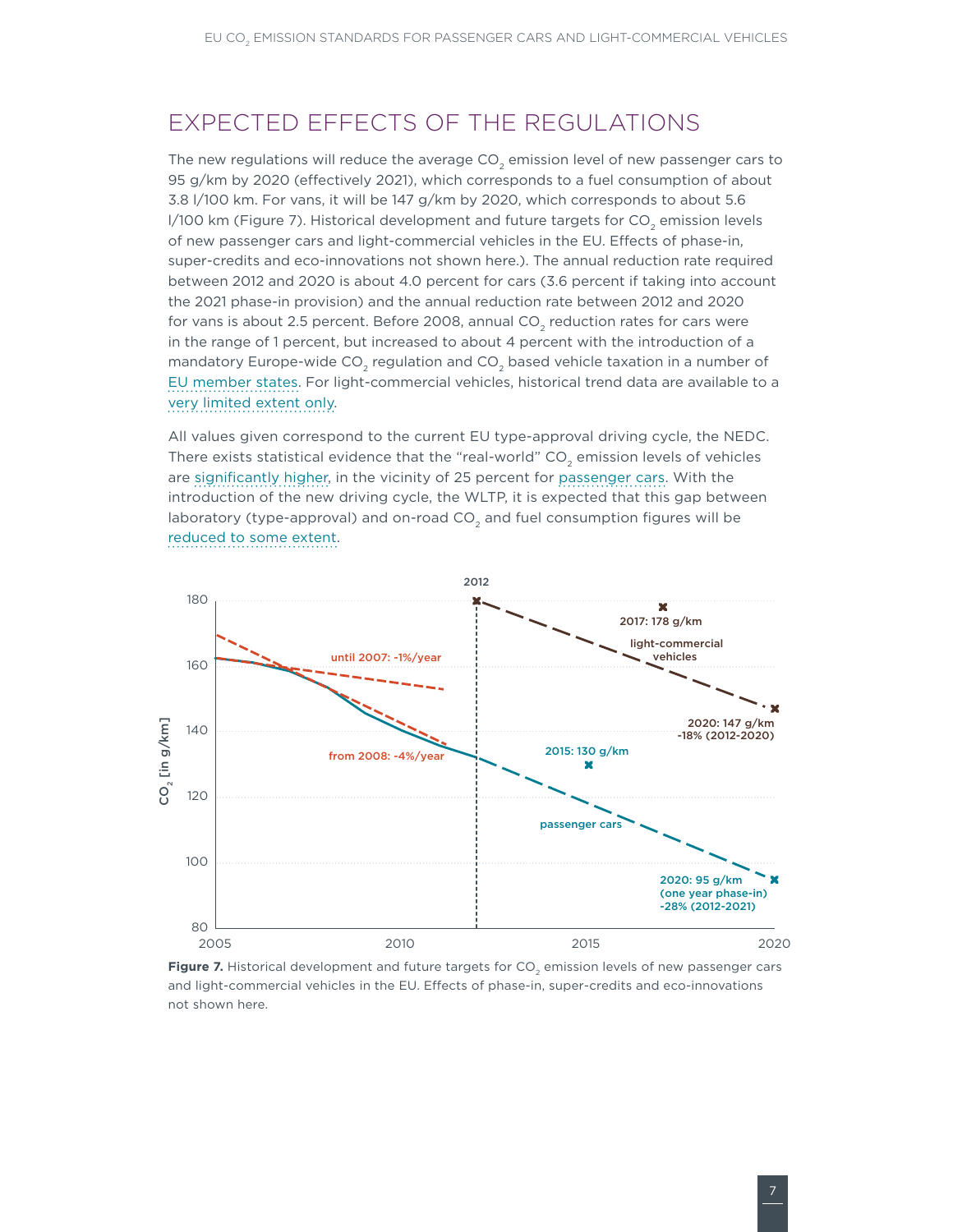## EXPECTED EFFECTS OF THE REGULATIONS

The new regulations will reduce the average $CO_2$ emission level of new passenger cars to 95 g/km by 2020 (effectively 2021), which corresponds to a fuel consumption of about 3.8 l/100 km. For vans, it will be 147 g/km by 2020, which corresponds to about 5.6 l/100 km (Figure 7). Historical development and future targets for $CO_2$ emission levels of new passenger cars and light-commercial vehicles in the EU. Effects of phase-in, super-credits and eco-innovations not shown here.). The annual reduction rate required between 2012 and 2020 is about 4.0 percent for cars (3.6 percent if taking into account the 2021 phase-in provision) and the annual reduction rate between 2012 and 2020 for vans is about 2.5 percent. Before 2008, annual $CO_2$ reduction rates for cars were in the range of 1 percent, but increased to about 4 percent with the introduction of a mandatory Europe-wide $CO_2$ regulation and $CO_2$ based vehicle taxation in a number of EU member states. For light-commercial vehicles, historical trend data are available to a very limited extent only.

All values given correspond to the current EU type-approval driving cycle, the NEDC. There exists statistical evidence that the "real-world" $CO_2$ emission levels of vehicles are significantly higher, in the vicinity of 25 percent for passenger cars. With the introduction of the new driving cycle, the WLTP, it is expected that this gap between laboratory (type-approval) and on-road $CO_2$ and fuel consumption figures will be reduced to some extent.

**Figure 7.** Historical development and future targets for $CO_2$ emission levels of new passenger cars and light-commercial vehicles in the EU. Effects of phase-in, super-credits and eco-innovations not shown here.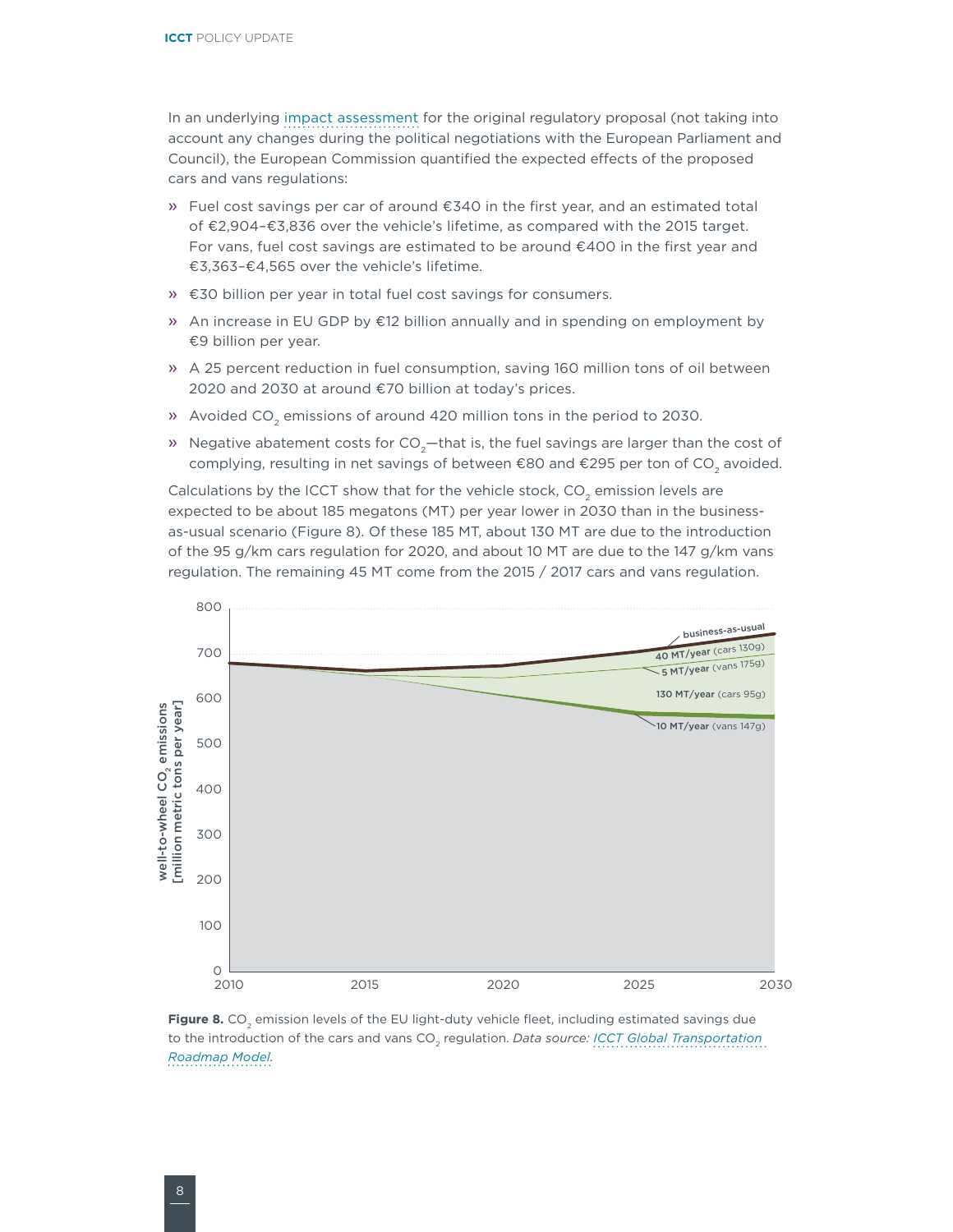In an underlying impact assessment for the original regulatory proposal (not taking into account any changes during the political negotiations with the European Parliament and Council), the European Commission quantified the expected effects of the proposed cars and vans regulations:

- Fuel cost savings per car of around €340 in the first year, and an estimated total of €2,904–€3,836 over the vehicle's lifetime, as compared with the 2015 target. For vans, fuel cost savings are estimated to be around €400 in the first year and €3,363–€4,565 over the vehicle's lifetime.
- €30 billion per year in total fuel cost savings for consumers.
- An increase in EU GDP by €12 billion annually and in spending on employment by €9 billion per year.
- A 25 percent reduction in fuel consumption, saving 160 million tons of oil between 2020 and 2030 at around €70 billion at today's prices.
- Avoided $CO_2$ emissions of around 420 million tons in the period to 2030.
- Negative abatement costs for $CO_2$—that is, the fuel savings are larger than the cost of complying, resulting in net savings of between €80 and €295 per ton of $CO_2$ avoided.

Calculations by the ICCT show that for the vehicle stock, $CO_2$ emission levels are expected to be about 185 megatons (MT) per year lower in 2030 than in the business-as-usual scenario (Figure 8). Of these 185 MT, about 130 MT are due to the introduction of the 95 g/km cars regulation for 2020, and about 10 MT are due to the 147 g/km vans regulation. The remaining 45 MT come from the 2015 / 2017 cars and vans regulation.

**Figure 8.** $CO_2$ emission levels of the EU light-duty vehicle fleet, including estimated savings due to the introduction of the cars and vans $CO_2$ regulation. *Data source: ICCT Global Transportation Roadmap Model.*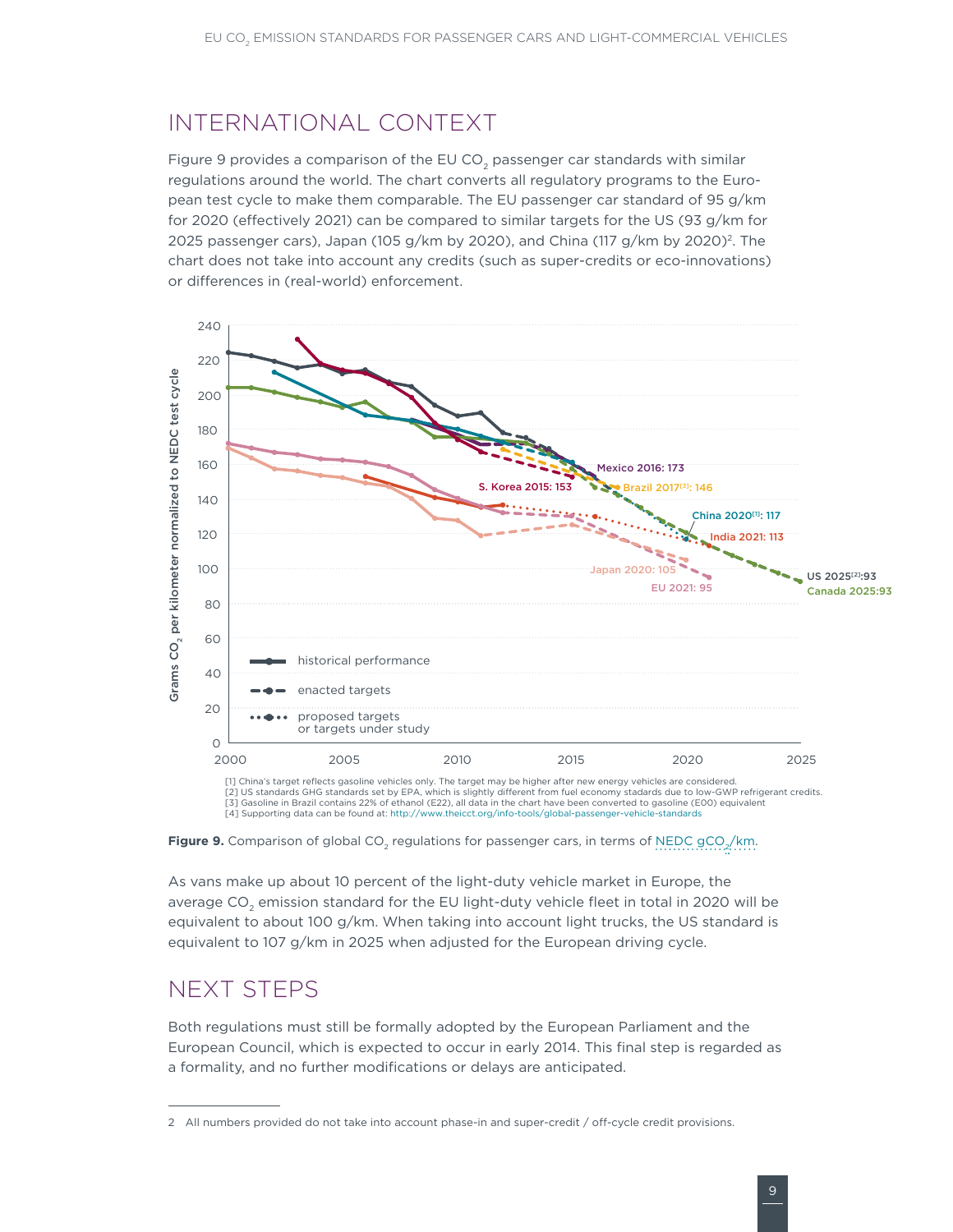## INTERNATIONAL CONTEXT

Figure 9 provides a comparison of the EU $CO_2$ passenger car standards with similar regulations around the world. The chart converts all regulatory programs to the European test cycle to make them comparable. The EU passenger car standard of 95 g/km for 2020 (effectively 2021) can be compared to similar targets for the US (93 g/km for 2025 passenger cars), Japan (105 g/km by 2020), and China (117 g/km by 2020)[2]. The chart does not take into account any credits (such as super-credits or eco-innovations) or differences in (real-world) enforcement.

Grams $CO_2$ per kilometer normalized to NEDC test cycle

0
20
40
60
80
100
120
140
160
180
200
220
240

2000
2005
2010
2015
2020
2025

historical performance
enacted targets
proposed targets or targets under study

Mexico 2016: 173
S. Korea 2015: 153
Brazil 2017[3]: 146
China 2020[1]: 117
India 2021: 113
Japan 2020: 105
EU 2021: 95
US 2025[2]:93
Canada 2025:93

[1] China's target reflects gasoline vehicles only. The target may be higher after new energy vehicles are considered.
[2] US standards GHG standards set by EPA, which is slightly different from fuel economy stadards due to low-GWP refrigerant credits.
[3] Gasoline in Brazil contains 22% of ethanol (E22), all data in the chart have been converted to gasoline (E00) equivalent
[4] Supporting data can be found at: http://www.theicct.org/info-tools/global-passenger-vehicle-standards

**Figure 9.** Comparison of global $CO_2$ regulations for passenger cars, in terms of NEDC $gCO_2$/km.

As vans make up about 10 percent of the light-duty vehicle market in Europe, the average $CO_2$ emission standard for the EU light-duty vehicle fleet in total in 2020 will be equivalent to about 100 g/km. When taking into account light trucks, the US standard is equivalent to 107 g/km in 2025 when adjusted for the European driving cycle.

## NEXT STEPS

Both regulations must still be formally adopted by the European Parliament and the European Council, which is expected to occur in early 2014. This final step is regarded as a formality, and no further modifications or delays are anticipated.

2 All numbers provided do not take into account phase-in and super-credit / off-cycle credit provisions.